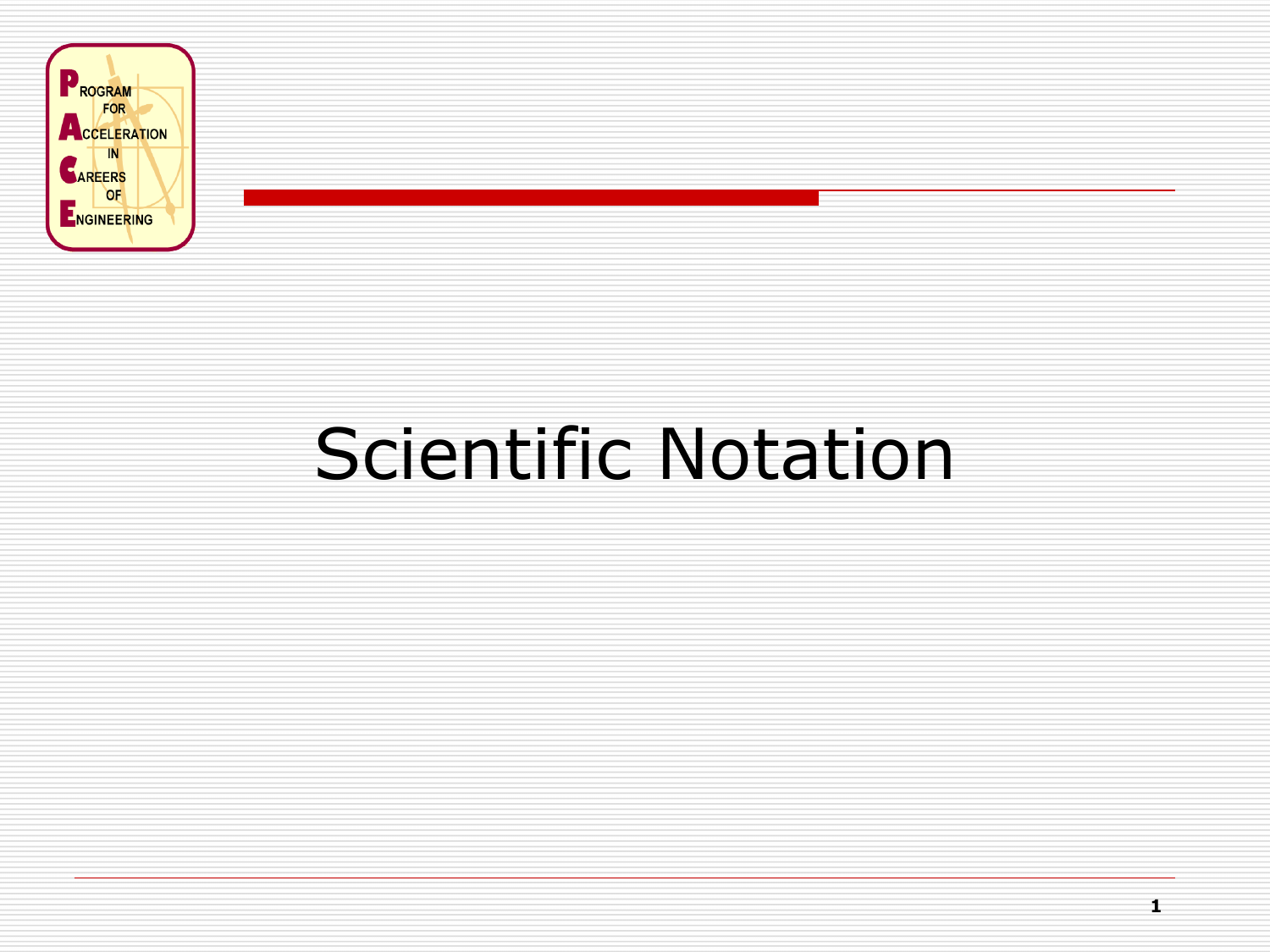PROGRAM FOR ACCELERATION IN CAREERS OF ENGINEERING

# Scientific Notation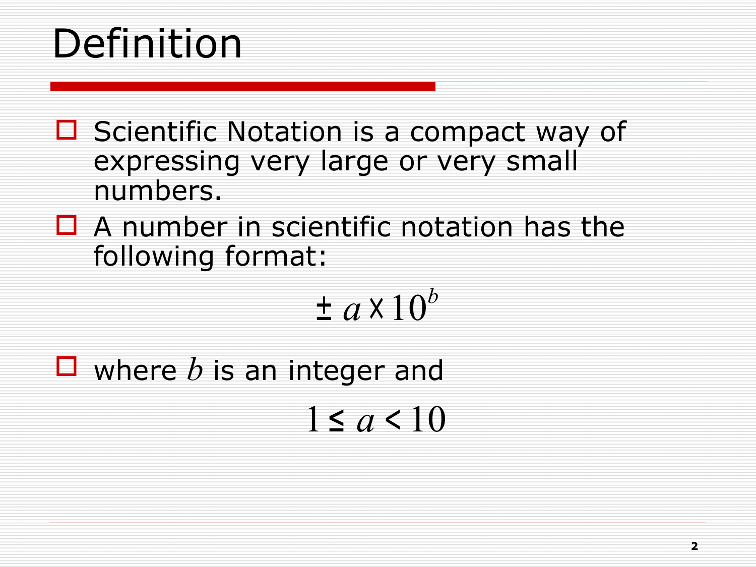# Definition

- Scientific Notation is a compact way of expressing very large or very small numbers.
- A number in scientific notation has the following format:

$$\pm\, a \times 10^{b}$$

- where $b$ is an integer and

$$1 \le a < 10$$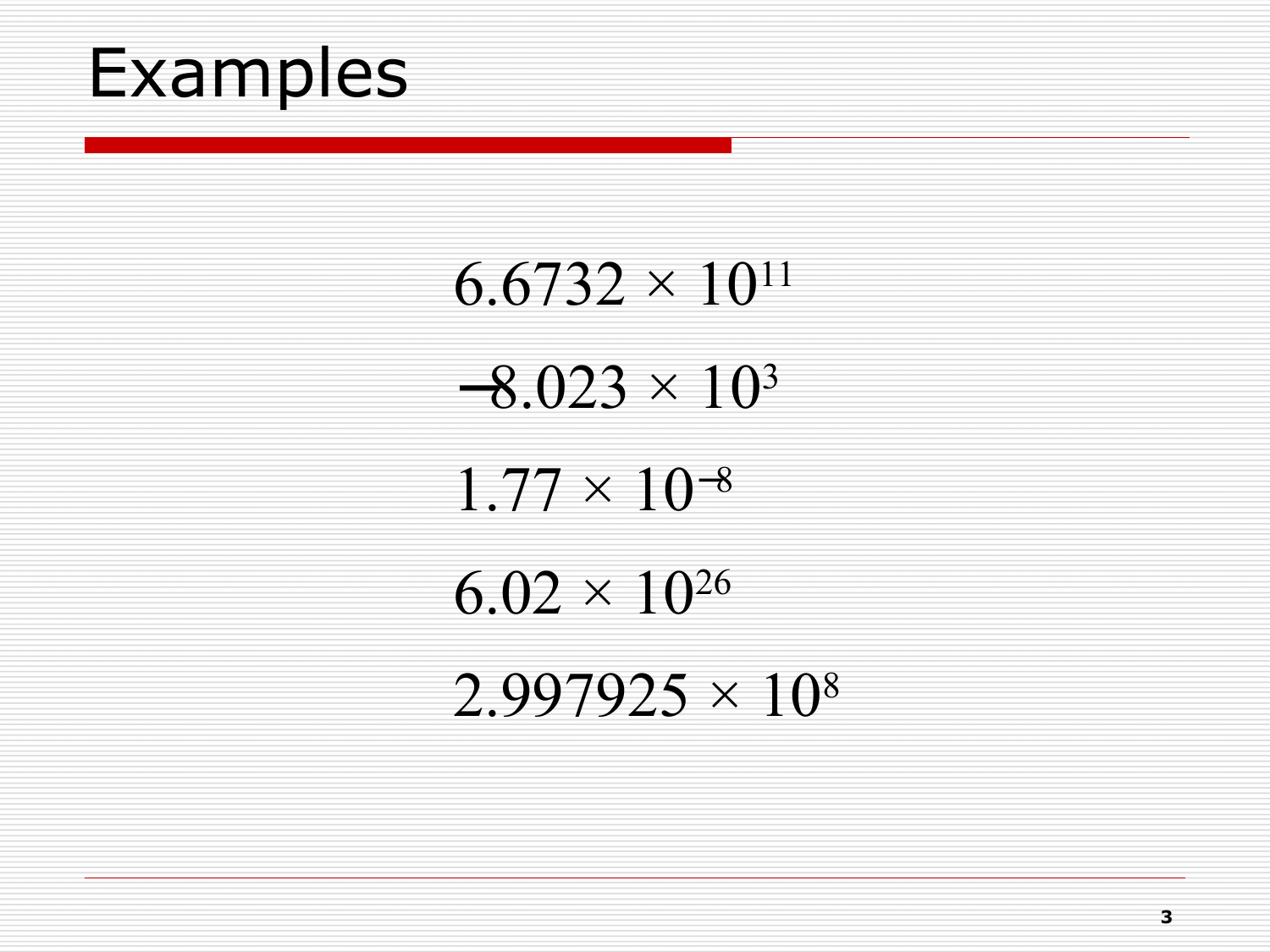# Examples

$$6.6732 \times 10^{11}$$

$$-8.023 \times 10^{3}$$

$$1.77 \times 10^{-8}$$

$$6.02 \times 10^{26}$$

$$2.997925 \times 10^{8}$$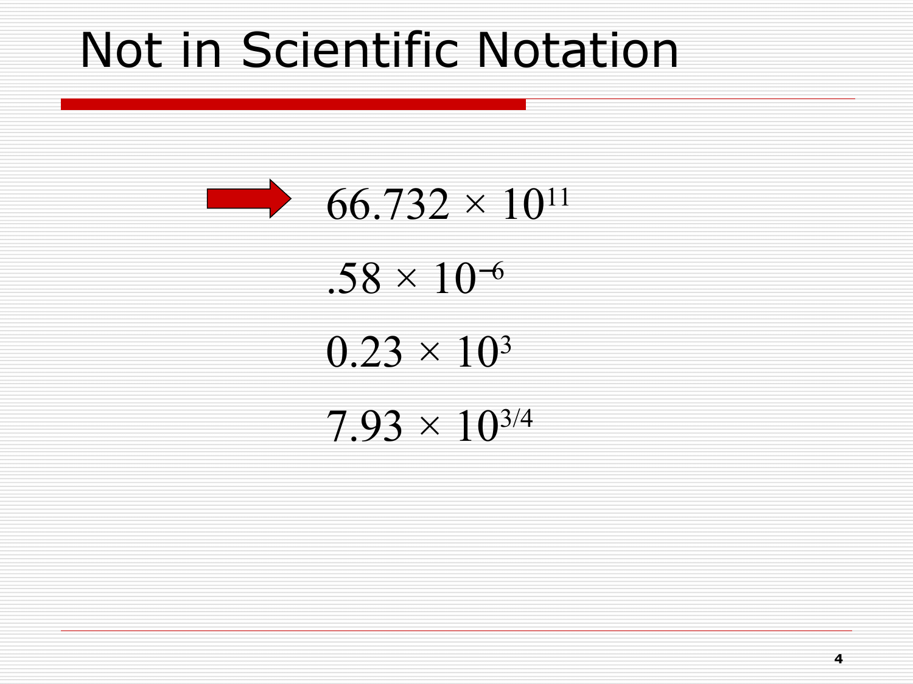# Not in Scientific Notation

- $66.732 \times 10^{11}$
- $.58 \times 10^{-6}$
- $0.23 \times 10^{3}$
- $7.93 \times 10^{3/4}$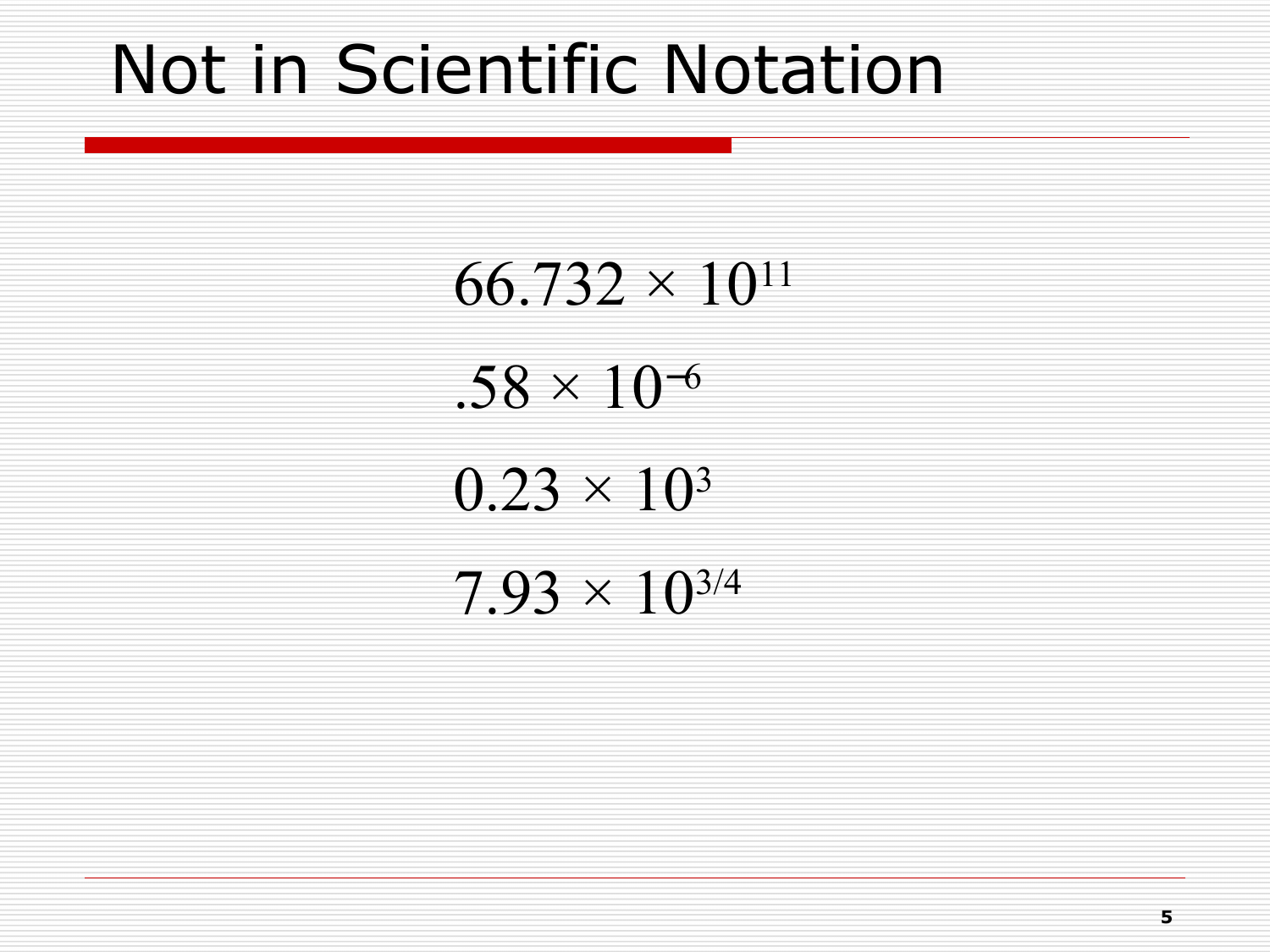# Not in Scientific Notation

$$66.732 \times 10^{11}$$

$$.58 \times 10^{-6}$$

$$0.23 \times 10^{3}$$

$$7.93 \times 10^{3/4}$$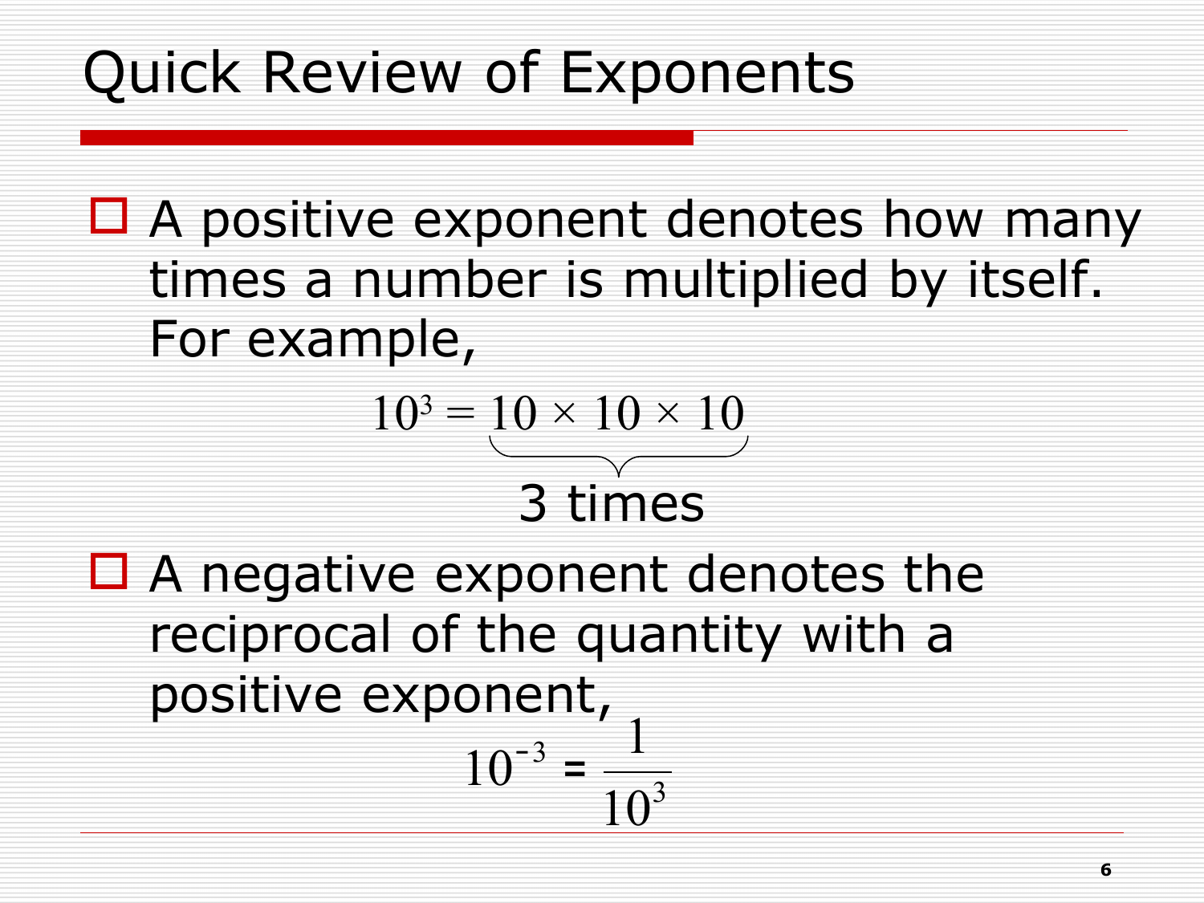# Quick Review of Exponents

- A positive exponent denotes how many times a number is multiplied by itself. For example,

$$10^3 = \underbrace{10 \times 10 \times 10}_{\text{3 times}}$$

- A negative exponent denotes the reciprocal of the quantity with a positive exponent,

$$10^{-3} = \frac{1}{10^3}$$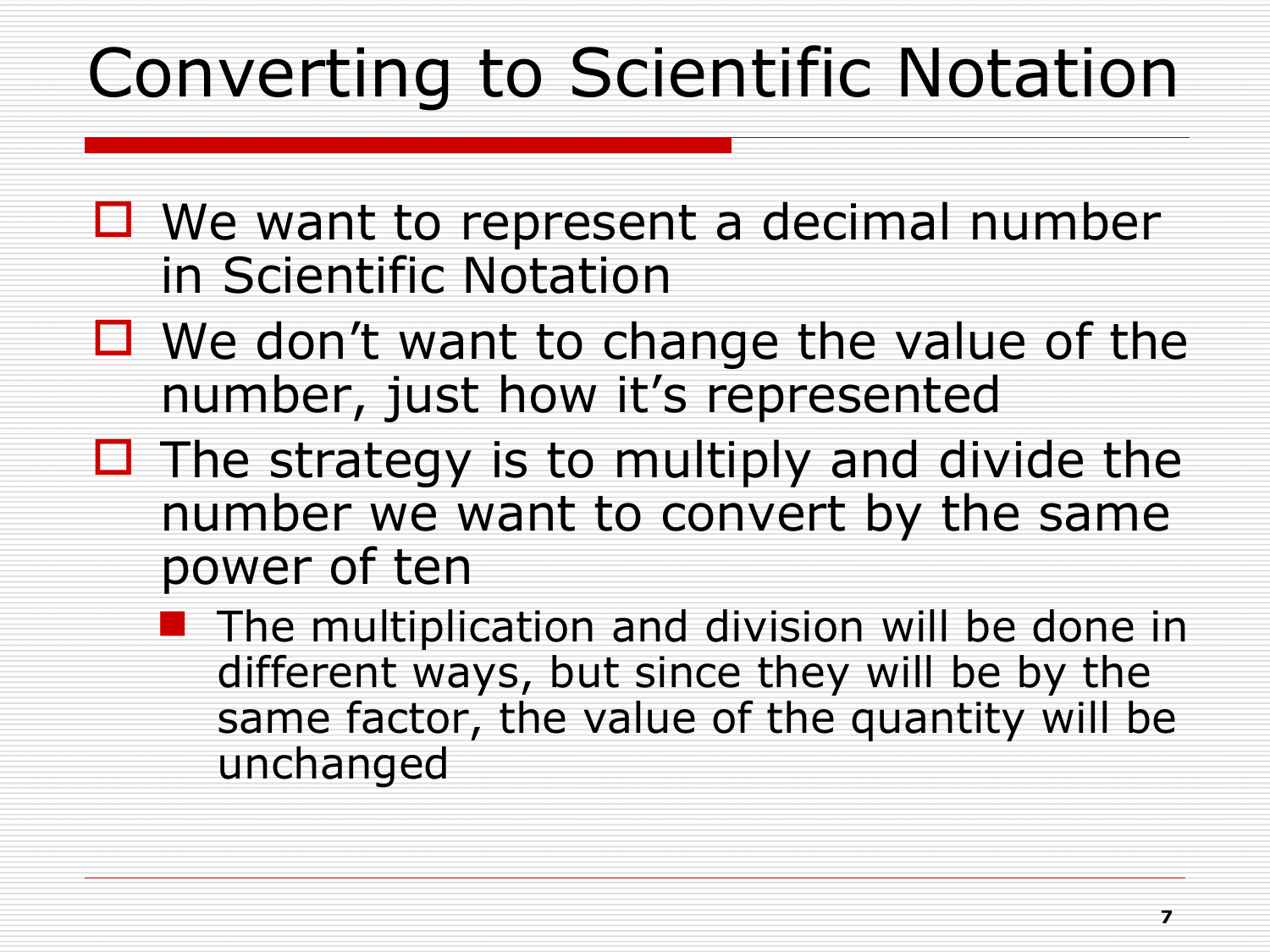# Converting to Scientific Notation

- We want to represent a decimal number in Scientific Notation
- We don't want to change the value of the number, just how it's represented
- The strategy is to multiply and divide the number we want to convert by the same power of ten
  - The multiplication and division will be done in different ways, but since they will be by the same factor, the value of the quantity will be unchanged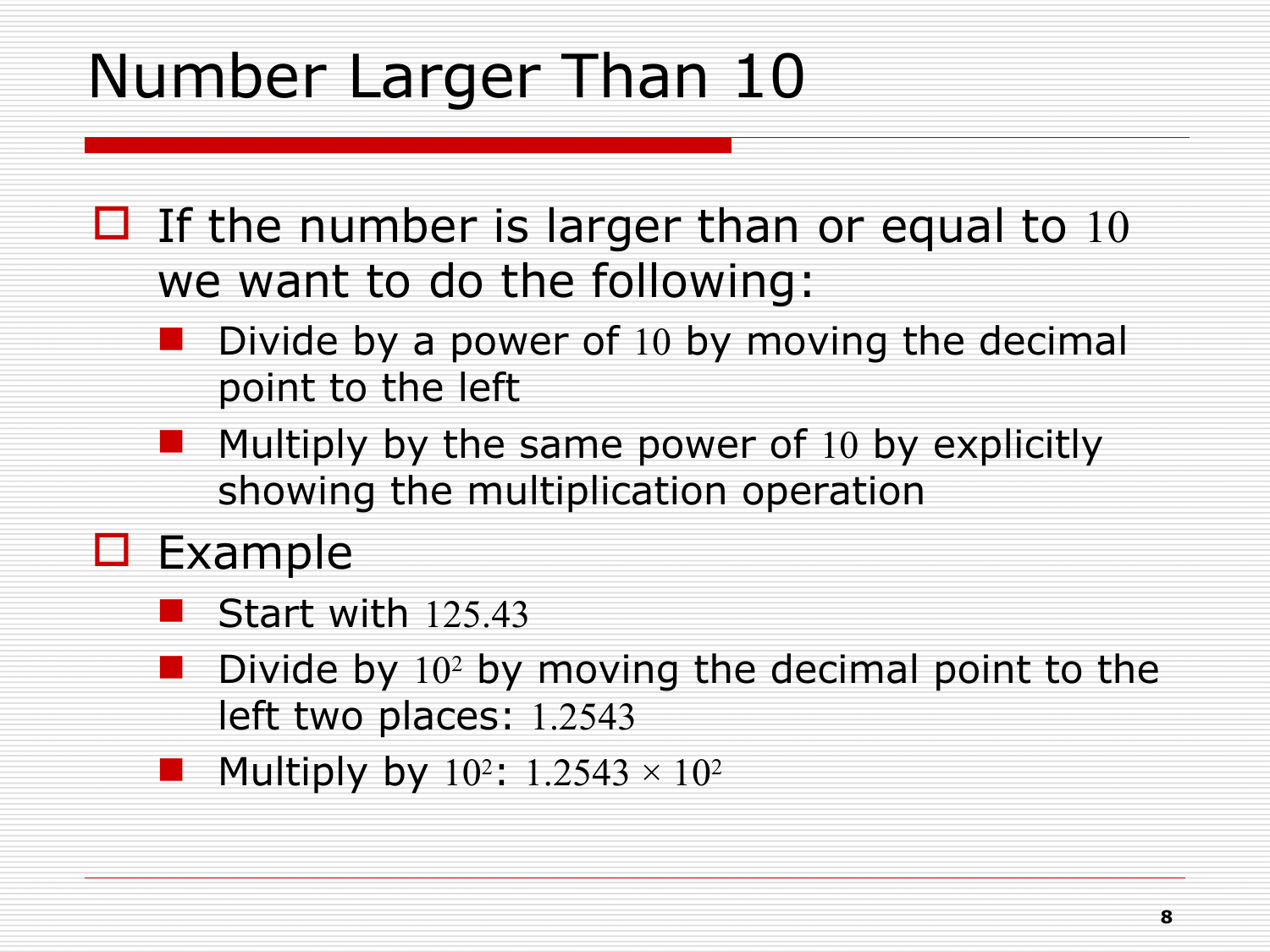# Number Larger Than 10

- If the number is larger than or equal to $10$ we want to do the following:
  - Divide by a power of $10$ by moving the decimal point to the left
  - Multiply by the same power of $10$ by explicitly showing the multiplication operation
- Example
  - Start with $125.43$
  - Divide by $10^2$ by moving the decimal point to the left two places: $1.2543$
  - Multiply by $10^2$: $1.2543 \times 10^2$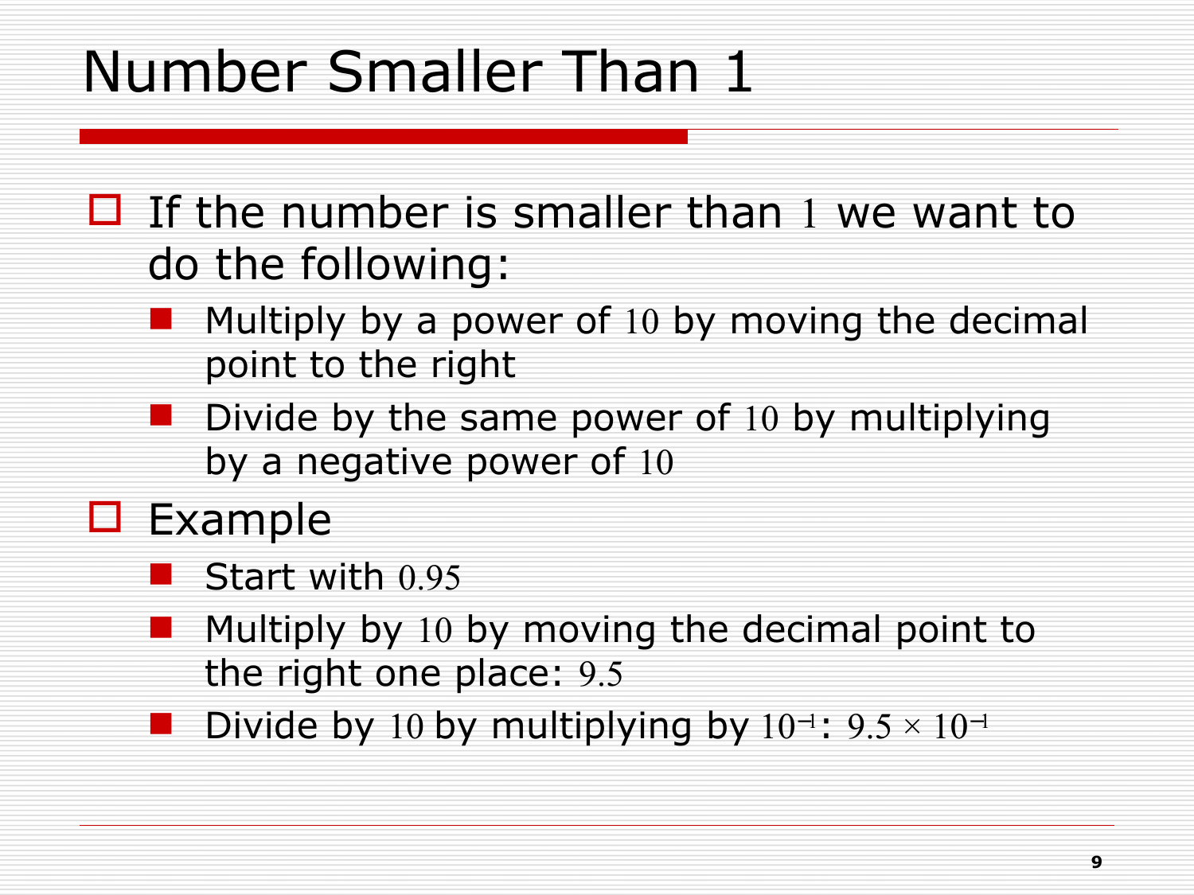# Number Smaller Than 1

- If the number is smaller than $1$ we want to do the following:
  - Multiply by a power of $10$ by moving the decimal point to the right
  - Divide by the same power of $10$ by multiplying by a negative power of $10$
- Example
  - Start with $0.95$
  - Multiply by $10$ by moving the decimal point to the right one place: $9.5$
  - Divide by $10$ by multiplying by $10^{-1}$: $9.5 \times 10^{-1}$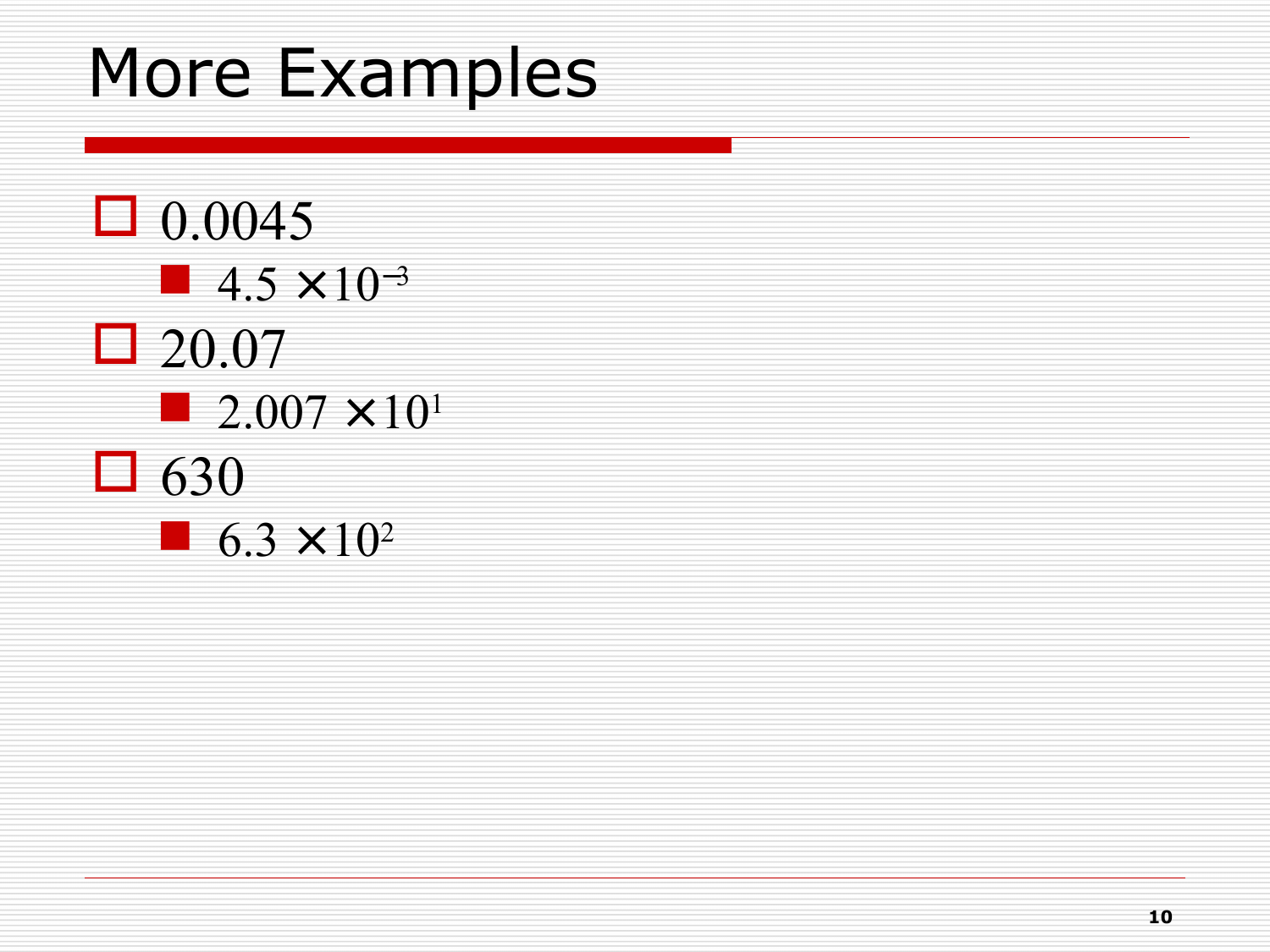# More Examples

- 0.0045
  - $4.5 \times 10^{-3}$
- 20.07
  - $2.007 \times 10^{1}$
- 630
  - $6.3 \times 10^{2}$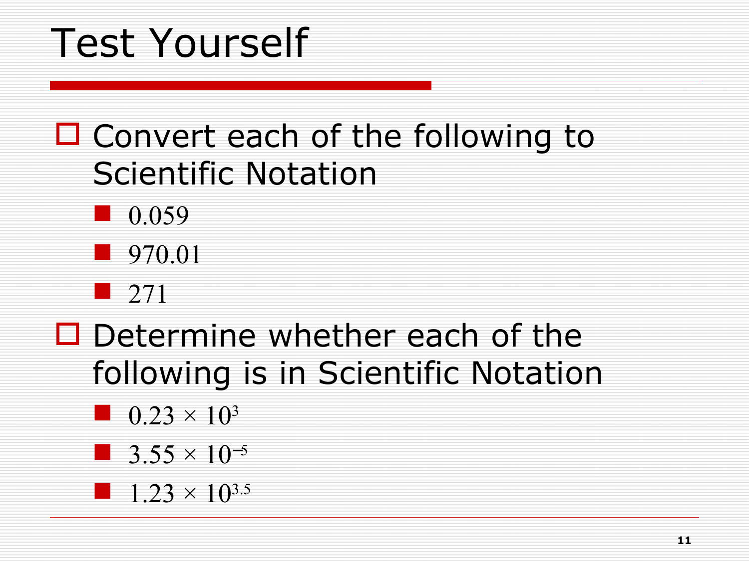# Test Yourself

- Convert each of the following to Scientific Notation
  - 0.059
  - 970.01
  - 271
- Determine whether each of the following is in Scientific Notation
  - $0.23 \times 10^{3}$
  - $3.55 \times 10^{-5}$
  - $1.23 \times 10^{3.5}$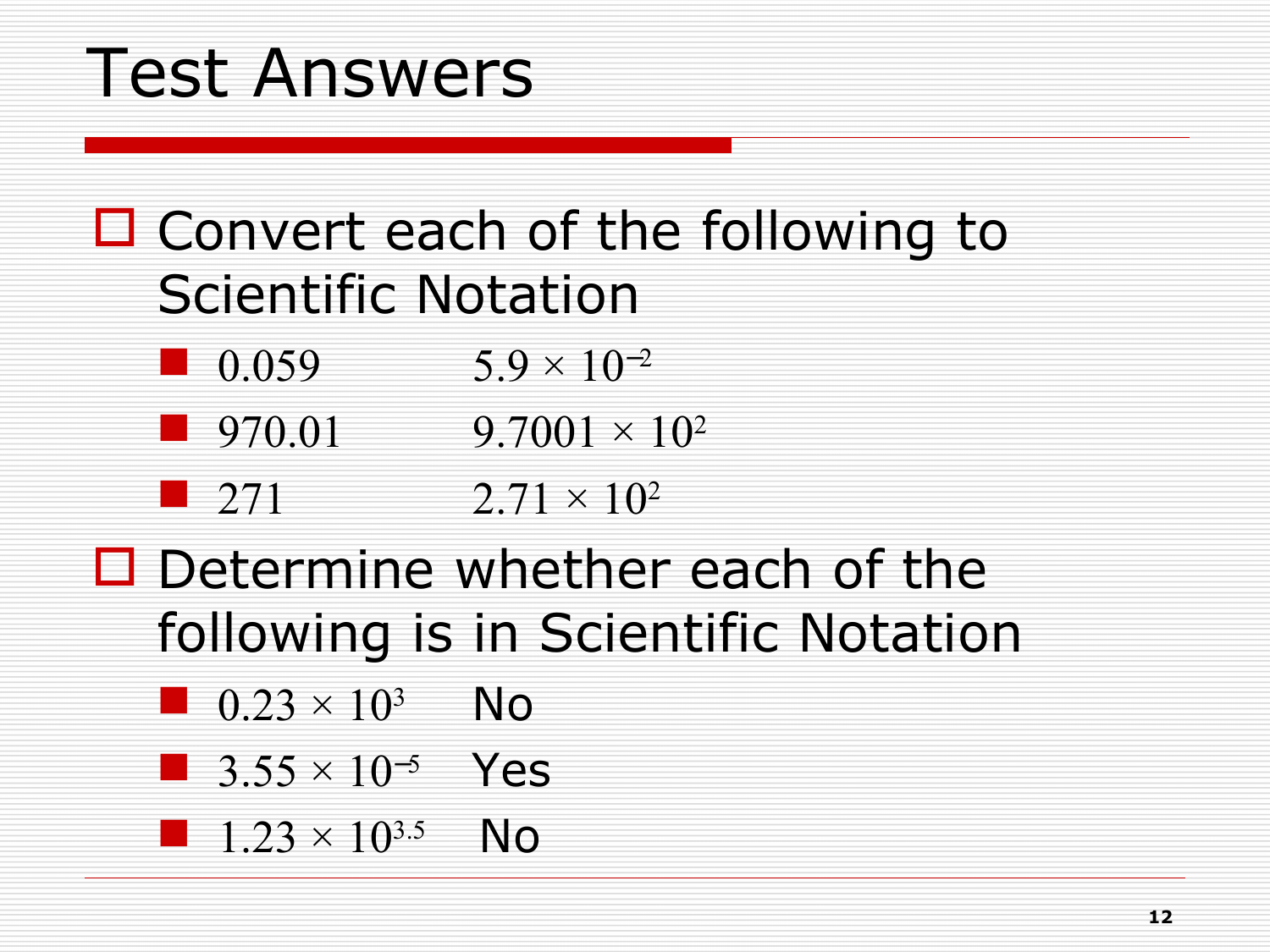# Test Answers

- Convert each of the following to Scientific Notation
  - 0.059 $5.9 \times 10^{-2}$
  - 970.01 $9.7001 \times 10^{2}$
  - 271 $2.71 \times 10^{2}$
- Determine whether each of the following is in Scientific Notation
  - $0.23 \times 10^{3}$ No
  - $3.55 \times 10^{-5}$ Yes
  - $1.23 \times 10^{3.5}$ No